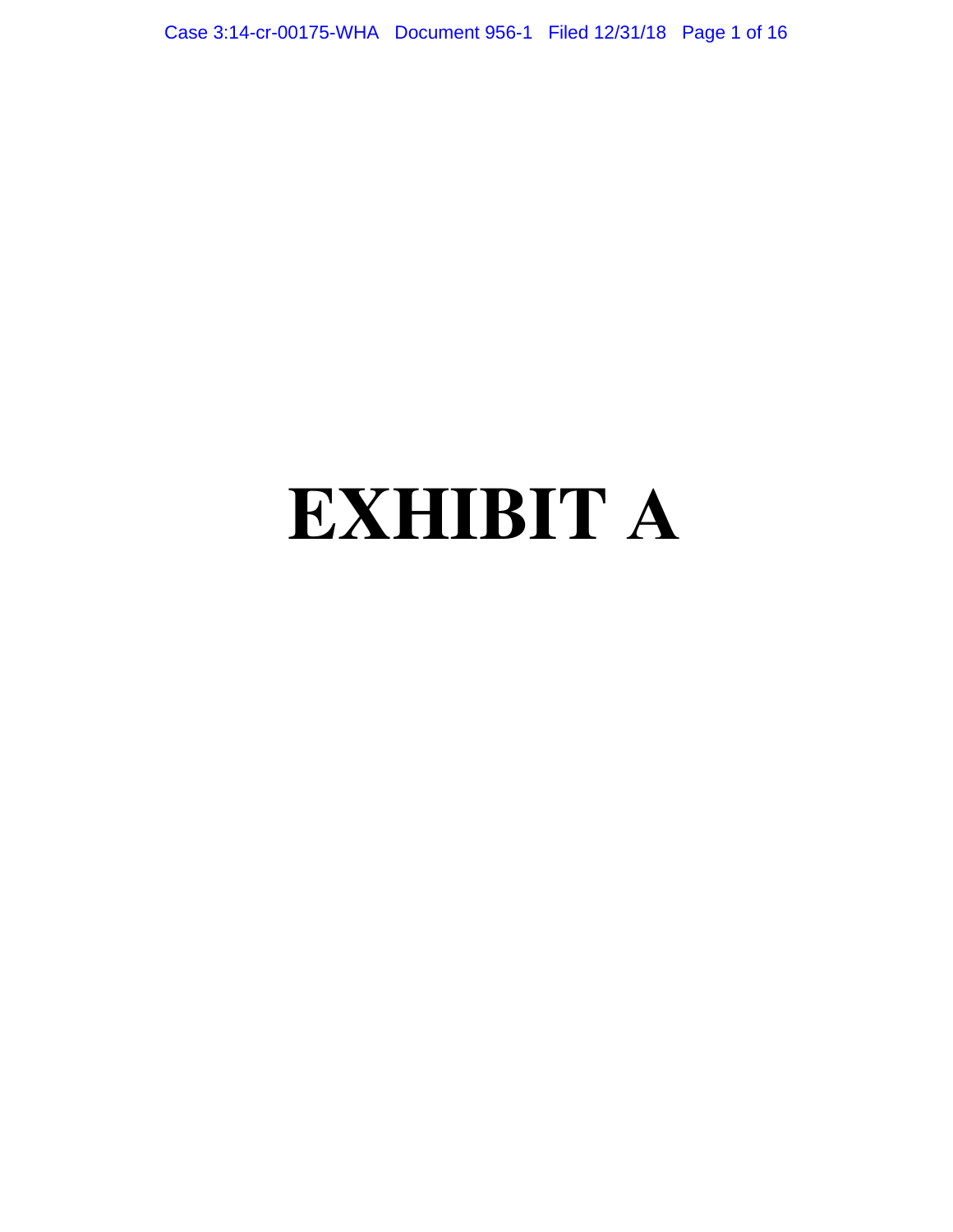# EXHIBIT A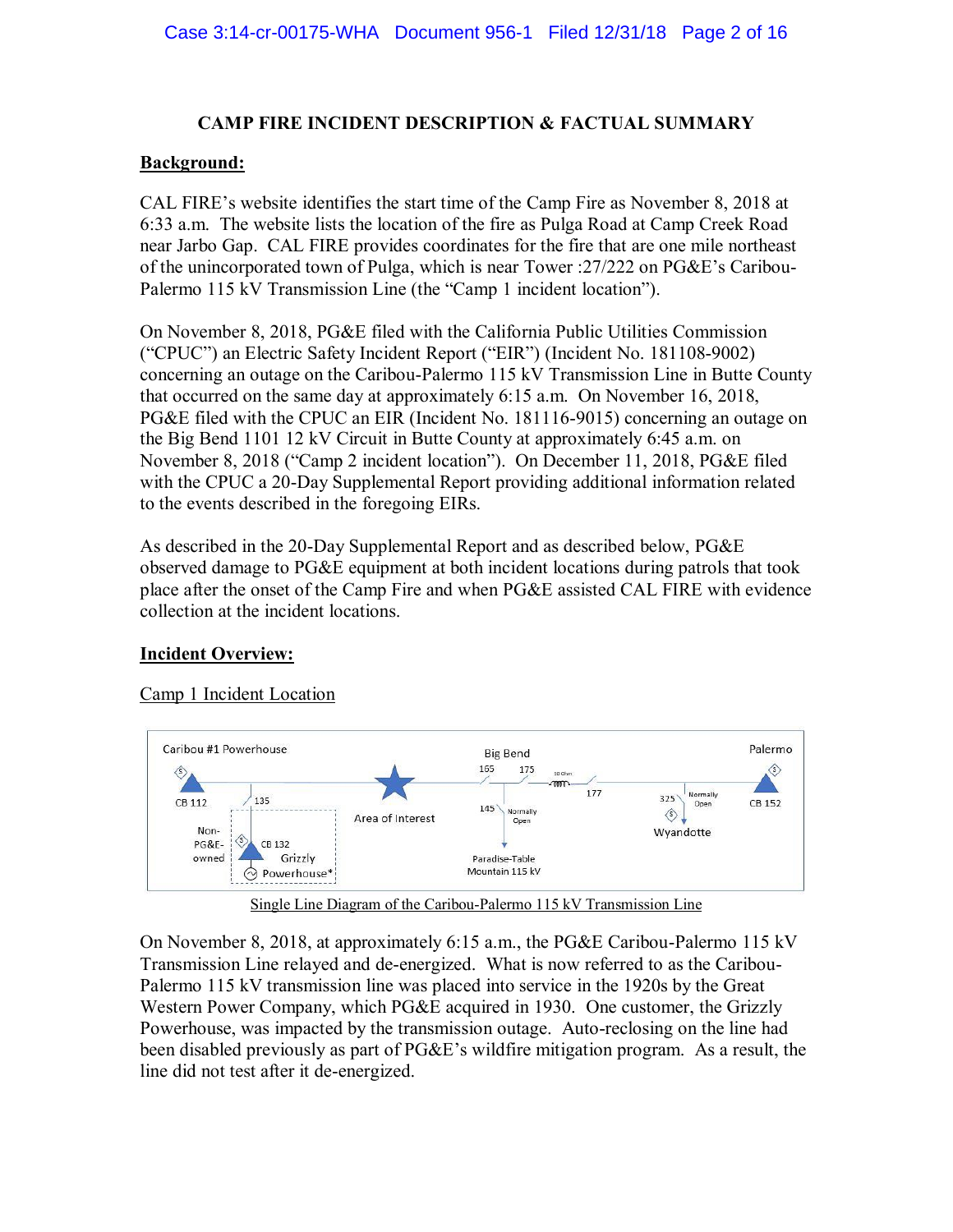## CAMP FIRE INCIDENT DESCRIPTION & FACTUAL SUMMARY

**Background:**

CAL FIRE's website identifies the start time of the Camp Fire as November 8, 2018 at 6:33 a.m. The website lists the location of the fire as Pulga Road at Camp Creek Road near Jarbo Gap. CAL FIRE provides coordinates for the fire that are one mile northeast of the unincorporated town of Pulga, which is near Tower :27/222 on PG&E's Caribou-Palermo 115 kV Transmission Line (the "Camp 1 incident location").

On November 8, 2018, PG&E filed with the California Public Utilities Commission ("CPUC") an Electric Safety Incident Report ("EIR") (Incident No. 181108-9002) concerning an outage on the Caribou-Palermo 115 kV Transmission Line in Butte County that occurred on the same day at approximately 6:15 a.m. On November 16, 2018, PG&E filed with the CPUC an EIR (Incident No. 181116-9015) concerning an outage on the Big Bend 1101 12 kV Circuit in Butte County at approximately 6:45 a.m. on November 8, 2018 ("Camp 2 incident location"). On December 11, 2018, PG&E filed with the CPUC a 20-Day Supplemental Report providing additional information related to the events described in the foregoing EIRs.

As described in the 20-Day Supplemental Report and as described below, PG&E observed damage to PG&E equipment at both incident locations during patrols that took place after the onset of the Camp Fire and when PG&E assisted CAL FIRE with evidence collection at the incident locations.

**Incident Overview:**

Camp 1 Incident Location

Caribou #1 Powerhouse
CB 112
135
Non-PG&E-owned
CB 132
Grizzly Powerhouse*
Area of Interest
Big Bend
165
175
145
Normally Open
Paradise-Table Mountain 115 kV
177
325
Normally Open
Wyandotte
Palermo
CB 152

Single Line Diagram of the Caribou-Palermo 115 kV Transmission Line

On November 8, 2018, at approximately 6:15 a.m., the PG&E Caribou-Palermo 115 kV Transmission Line relayed and de-energized. What is now referred to as the Caribou-Palermo 115 kV transmission line was placed into service in the 1920s by the Great Western Power Company, which PG&E acquired in 1930. One customer, the Grizzly Powerhouse, was impacted by the transmission outage. Auto-reclosing on the line had been disabled previously as part of PG&E's wildfire mitigation program. As a result, the line did not test after it de-energized.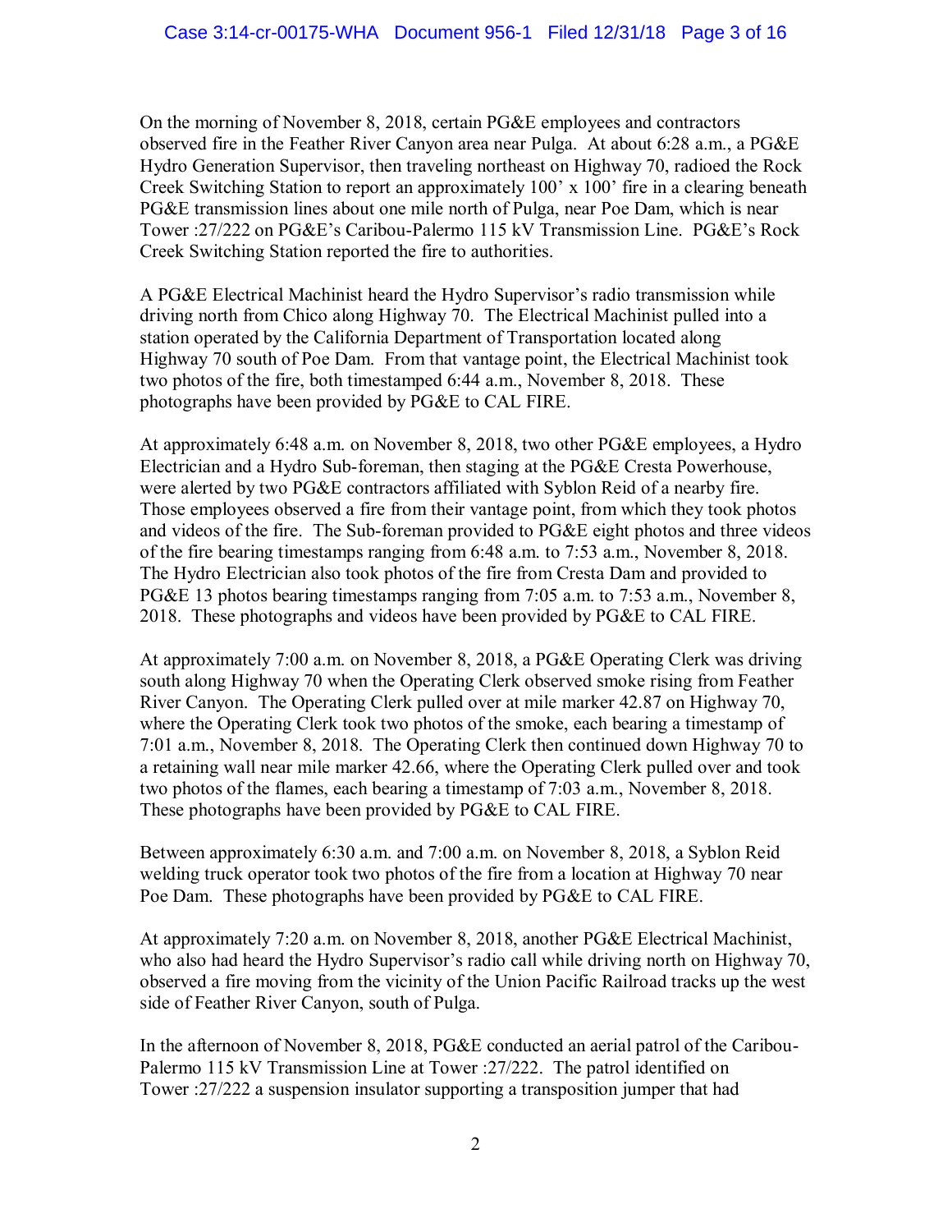On the morning of November 8, 2018, certain PG&E employees and contractors observed fire in the Feather River Canyon area near Pulga. At about 6:28 a.m., a PG&E Hydro Generation Supervisor, then traveling northeast on Highway 70, radioed the Rock Creek Switching Station to report an approximately 100' x 100' fire in a clearing beneath PG&E transmission lines about one mile north of Pulga, near Poe Dam, which is near Tower :27/222 on PG&E's Caribou-Palermo 115 kV Transmission Line. PG&E's Rock Creek Switching Station reported the fire to authorities.

A PG&E Electrical Machinist heard the Hydro Supervisor's radio transmission while driving north from Chico along Highway 70. The Electrical Machinist pulled into a station operated by the California Department of Transportation located along Highway 70 south of Poe Dam. From that vantage point, the Electrical Machinist took two photos of the fire, both timestamped 6:44 a.m., November 8, 2018. These photographs have been provided by PG&E to CAL FIRE.

At approximately 6:48 a.m. on November 8, 2018, two other PG&E employees, a Hydro Electrician and a Hydro Sub-foreman, then staging at the PG&E Cresta Powerhouse, were alerted by two PG&E contractors affiliated with Syblon Reid of a nearby fire. Those employees observed a fire from their vantage point, from which they took photos and videos of the fire. The Sub-foreman provided to PG&E eight photos and three videos of the fire bearing timestamps ranging from 6:48 a.m. to 7:53 a.m., November 8, 2018. The Hydro Electrician also took photos of the fire from Cresta Dam and provided to PG&E 13 photos bearing timestamps ranging from 7:05 a.m. to 7:53 a.m., November 8, 2018. These photographs and videos have been provided by PG&E to CAL FIRE.

At approximately 7:00 a.m. on November 8, 2018, a PG&E Operating Clerk was driving south along Highway 70 when the Operating Clerk observed smoke rising from Feather River Canyon. The Operating Clerk pulled over at mile marker 42.87 on Highway 70, where the Operating Clerk took two photos of the smoke, each bearing a timestamp of 7:01 a.m., November 8, 2018. The Operating Clerk then continued down Highway 70 to a retaining wall near mile marker 42.66, where the Operating Clerk pulled over and took two photos of the flames, each bearing a timestamp of 7:03 a.m., November 8, 2018. These photographs have been provided by PG&E to CAL FIRE.

Between approximately 6:30 a.m. and 7:00 a.m. on November 8, 2018, a Syblon Reid welding truck operator took two photos of the fire from a location at Highway 70 near Poe Dam. These photographs have been provided by PG&E to CAL FIRE.

At approximately 7:20 a.m. on November 8, 2018, another PG&E Electrical Machinist, who also had heard the Hydro Supervisor's radio call while driving north on Highway 70, observed a fire moving from the vicinity of the Union Pacific Railroad tracks up the west side of Feather River Canyon, south of Pulga.

In the afternoon of November 8, 2018, PG&E conducted an aerial patrol of the Caribou-Palermo 115 kV Transmission Line at Tower :27/222. The patrol identified on Tower :27/222 a suspension insulator supporting a transposition jumper that had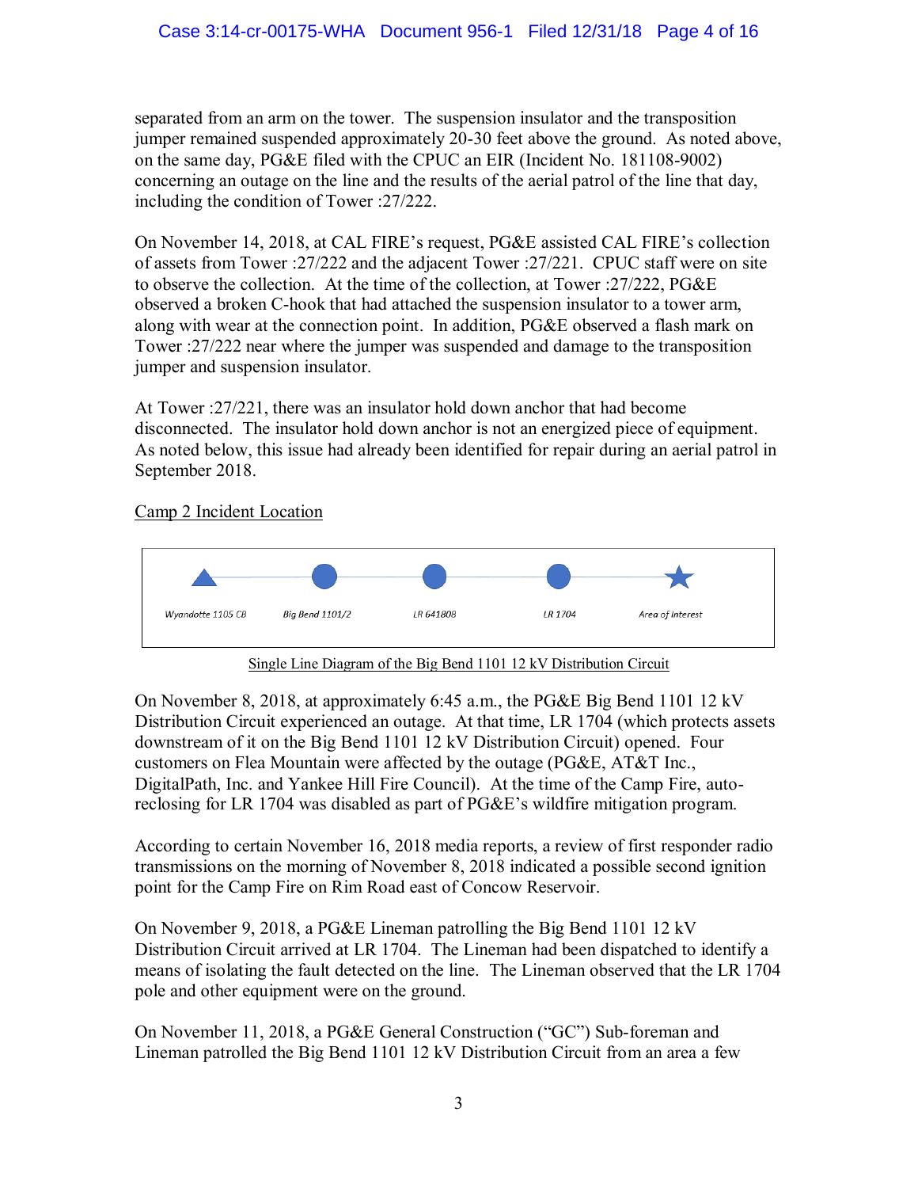separated from an arm on the tower. The suspension insulator and the transposition jumper remained suspended approximately 20-30 feet above the ground. As noted above, on the same day, PG&E filed with the CPUC an EIR (Incident No. 181108-9002) concerning an outage on the line and the results of the aerial patrol of the line that day, including the condition of Tower :27/222.

On November 14, 2018, at CAL FIRE's request, PG&E assisted CAL FIRE's collection of assets from Tower :27/222 and the adjacent Tower :27/221. CPUC staff were on site to observe the collection. At the time of the collection, at Tower :27/222, PG&E observed a broken C-hook that had attached the suspension insulator to a tower arm, along with wear at the connection point. In addition, PG&E observed a flash mark on Tower :27/222 near where the jumper was suspended and damage to the transposition jumper and suspension insulator.

At Tower :27/221, there was an insulator hold down anchor that had become disconnected. The insulator hold down anchor is not an energized piece of equipment. As noted below, this issue had already been identified for repair during an aerial patrol in September 2018.

<u>Camp 2 Incident Location</u>

Wyandotte 1105 CB

Big Bend 1101/2

LR 641808

LR 1704

Area of interest

<u>Single Line Diagram of the Big Bend 1101 12 kV Distribution Circuit</u>

On November 8, 2018, at approximately 6:45 a.m., the PG&E Big Bend 1101 12 kV Distribution Circuit experienced an outage. At that time, LR 1704 (which protects assets downstream of it on the Big Bend 1101 12 kV Distribution Circuit) opened. Four customers on Flea Mountain were affected by the outage (PG&E, AT&T Inc., DigitalPath, Inc. and Yankee Hill Fire Council). At the time of the Camp Fire, auto-reclosing for LR 1704 was disabled as part of PG&E's wildfire mitigation program.

According to certain November 16, 2018 media reports, a review of first responder radio transmissions on the morning of November 8, 2018 indicated a possible second ignition point for the Camp Fire on Rim Road east of Concow Reservoir.

On November 9, 2018, a PG&E Lineman patrolling the Big Bend 1101 12 kV Distribution Circuit arrived at LR 1704. The Lineman had been dispatched to identify a means of isolating the fault detected on the line. The Lineman observed that the LR 1704 pole and other equipment were on the ground.

On November 11, 2018, a PG&E General Construction ("GC") Sub-foreman and Lineman patrolled the Big Bend 1101 12 kV Distribution Circuit from an area a few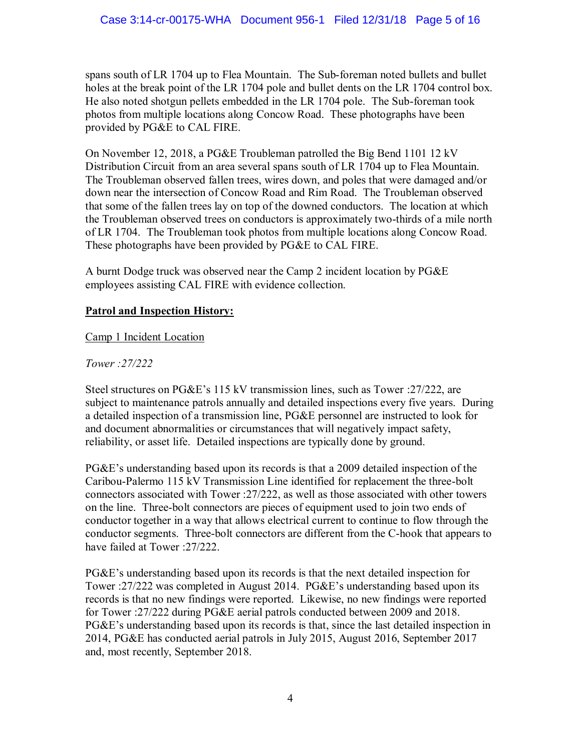spans south of LR 1704 up to Flea Mountain. The Sub-foreman noted bullets and bullet holes at the break point of the LR 1704 pole and bullet dents on the LR 1704 control box. He also noted shotgun pellets embedded in the LR 1704 pole. The Sub-foreman took photos from multiple locations along Concow Road. These photographs have been provided by PG&E to CAL FIRE.

On November 12, 2018, a PG&E Troubleman patrolled the Big Bend 1101 12 kV Distribution Circuit from an area several spans south of LR 1704 up to Flea Mountain. The Troubleman observed fallen trees, wires down, and poles that were damaged and/or down near the intersection of Concow Road and Rim Road. The Troubleman observed that some of the fallen trees lay on top of the downed conductors. The location at which the Troubleman observed trees on conductors is approximately two-thirds of a mile north of LR 1704. The Troubleman took photos from multiple locations along Concow Road. These photographs have been provided by PG&E to CAL FIRE.

A burnt Dodge truck was observed near the Camp 2 incident location by PG&E employees assisting CAL FIRE with evidence collection.

**Patrol and Inspection History:**

Camp 1 Incident Location

*Tower :27/222*

Steel structures on PG&E's 115 kV transmission lines, such as Tower :27/222, are subject to maintenance patrols annually and detailed inspections every five years. During a detailed inspection of a transmission line, PG&E personnel are instructed to look for and document abnormalities or circumstances that will negatively impact safety, reliability, or asset life. Detailed inspections are typically done by ground.

PG&E's understanding based upon its records is that a 2009 detailed inspection of the Caribou-Palermo 115 kV Transmission Line identified for replacement the three-bolt connectors associated with Tower :27/222, as well as those associated with other towers on the line. Three-bolt connectors are pieces of equipment used to join two ends of conductor together in a way that allows electrical current to continue to flow through the conductor segments. Three-bolt connectors are different from the C-hook that appears to have failed at Tower :27/222.

PG&E's understanding based upon its records is that the next detailed inspection for Tower :27/222 was completed in August 2014. PG&E's understanding based upon its records is that no new findings were reported. Likewise, no new findings were reported for Tower :27/222 during PG&E aerial patrols conducted between 2009 and 2018. PG&E's understanding based upon its records is that, since the last detailed inspection in 2014, PG&E has conducted aerial patrols in July 2015, August 2016, September 2017 and, most recently, September 2018.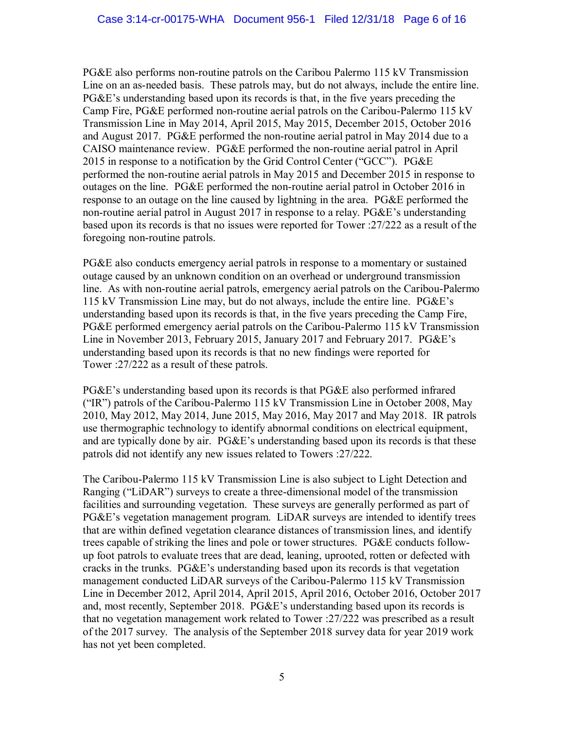PG&E also performs non-routine patrols on the Caribou Palermo 115 kV Transmission Line on an as-needed basis. These patrols may, but do not always, include the entire line. PG&E's understanding based upon its records is that, in the five years preceding the Camp Fire, PG&E performed non-routine aerial patrols on the Caribou-Palermo 115 kV Transmission Line in May 2014, April 2015, May 2015, December 2015, October 2016 and August 2017. PG&E performed the non-routine aerial patrol in May 2014 due to a CAISO maintenance review. PG&E performed the non-routine aerial patrol in April 2015 in response to a notification by the Grid Control Center ("GCC"). PG&E performed the non-routine aerial patrols in May 2015 and December 2015 in response to outages on the line. PG&E performed the non-routine aerial patrol in October 2016 in response to an outage on the line caused by lightning in the area. PG&E performed the non-routine aerial patrol in August 2017 in response to a relay. PG&E's understanding based upon its records is that no issues were reported for Tower :27/222 as a result of the foregoing non-routine patrols.

PG&E also conducts emergency aerial patrols in response to a momentary or sustained outage caused by an unknown condition on an overhead or underground transmission line. As with non-routine aerial patrols, emergency aerial patrols on the Caribou-Palermo 115 kV Transmission Line may, but do not always, include the entire line. PG&E's understanding based upon its records is that, in the five years preceding the Camp Fire, PG&E performed emergency aerial patrols on the Caribou-Palermo 115 kV Transmission Line in November 2013, February 2015, January 2017 and February 2017. PG&E's understanding based upon its records is that no new findings were reported for Tower :27/222 as a result of these patrols.

PG&E's understanding based upon its records is that PG&E also performed infrared ("IR") patrols of the Caribou-Palermo 115 kV Transmission Line in October 2008, May 2010, May 2012, May 2014, June 2015, May 2016, May 2017 and May 2018. IR patrols use thermographic technology to identify abnormal conditions on electrical equipment, and are typically done by air. PG&E's understanding based upon its records is that these patrols did not identify any new issues related to Towers :27/222.

The Caribou-Palermo 115 kV Transmission Line is also subject to Light Detection and Ranging ("LiDAR") surveys to create a three-dimensional model of the transmission facilities and surrounding vegetation. These surveys are generally performed as part of PG&E's vegetation management program. LiDAR surveys are intended to identify trees that are within defined vegetation clearance distances of transmission lines, and identify trees capable of striking the lines and pole or tower structures. PG&E conducts follow-up foot patrols to evaluate trees that are dead, leaning, uprooted, rotten or defected with cracks in the trunks. PG&E's understanding based upon its records is that vegetation management conducted LiDAR surveys of the Caribou-Palermo 115 kV Transmission Line in December 2012, April 2014, April 2015, April 2016, October 2016, October 2017 and, most recently, September 2018. PG&E's understanding based upon its records is that no vegetation management work related to Tower :27/222 was prescribed as a result of the 2017 survey. The analysis of the September 2018 survey data for year 2019 work has not yet been completed.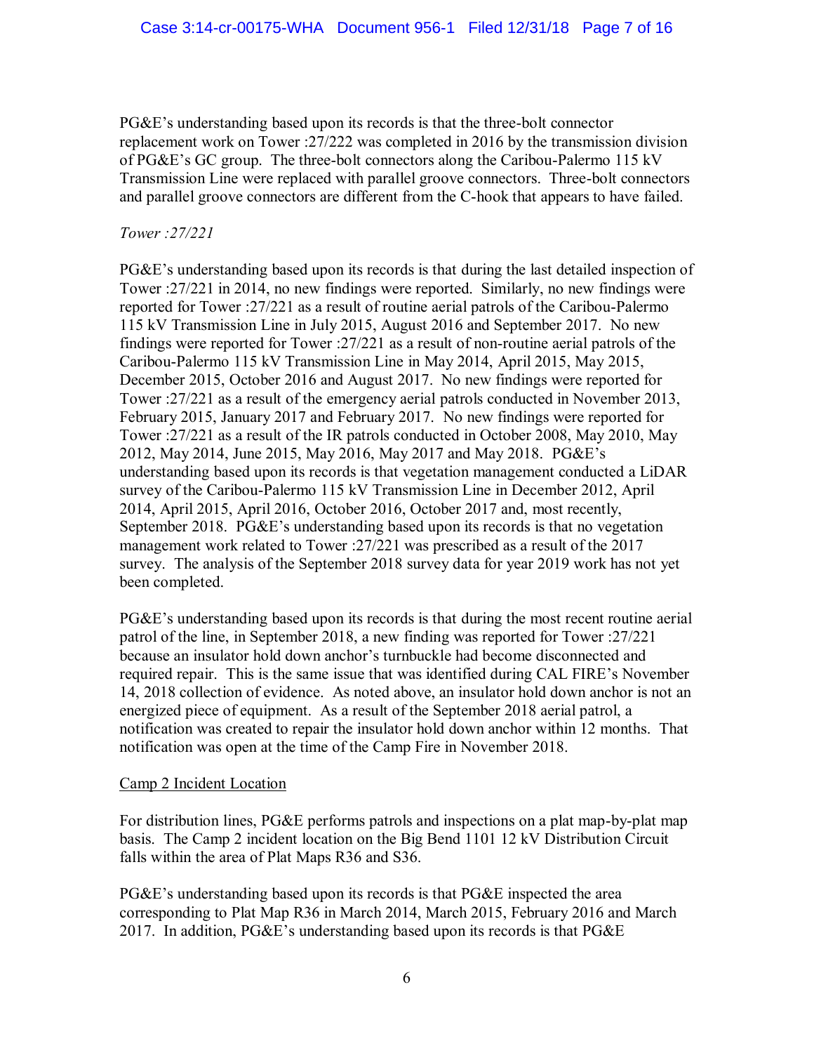PG&E's understanding based upon its records is that the three-bolt connector replacement work on Tower :27/222 was completed in 2016 by the transmission division of PG&E's GC group. The three-bolt connectors along the Caribou-Palermo 115 kV Transmission Line were replaced with parallel groove connectors. Three-bolt connectors and parallel groove connectors are different from the C-hook that appears to have failed.

*Tower :27/221*

PG&E's understanding based upon its records is that during the last detailed inspection of Tower :27/221 in 2014, no new findings were reported. Similarly, no new findings were reported for Tower :27/221 as a result of routine aerial patrols of the Caribou-Palermo 115 kV Transmission Line in July 2015, August 2016 and September 2017. No new findings were reported for Tower :27/221 as a result of non-routine aerial patrols of the Caribou-Palermo 115 kV Transmission Line in May 2014, April 2015, May 2015, December 2015, October 2016 and August 2017. No new findings were reported for Tower :27/221 as a result of the emergency aerial patrols conducted in November 2013, February 2015, January 2017 and February 2017. No new findings were reported for Tower :27/221 as a result of the IR patrols conducted in October 2008, May 2010, May 2012, May 2014, June 2015, May 2016, May 2017 and May 2018. PG&E's understanding based upon its records is that vegetation management conducted a LiDAR survey of the Caribou-Palermo 115 kV Transmission Line in December 2012, April 2014, April 2015, April 2016, October 2016, October 2017 and, most recently, September 2018. PG&E's understanding based upon its records is that no vegetation management work related to Tower :27/221 was prescribed as a result of the 2017 survey. The analysis of the September 2018 survey data for year 2019 work has not yet been completed.

PG&E's understanding based upon its records is that during the most recent routine aerial patrol of the line, in September 2018, a new finding was reported for Tower :27/221 because an insulator hold down anchor's turnbuckle had become disconnected and required repair. This is the same issue that was identified during CAL FIRE's November 14, 2018 collection of evidence. As noted above, an insulator hold down anchor is not an energized piece of equipment. As a result of the September 2018 aerial patrol, a notification was created to repair the insulator hold down anchor within 12 months. That notification was open at the time of the Camp Fire in November 2018.

<u>Camp 2 Incident Location</u>

For distribution lines, PG&E performs patrols and inspections on a plat map-by-plat map basis. The Camp 2 incident location on the Big Bend 1101 12 kV Distribution Circuit falls within the area of Plat Maps R36 and S36.

PG&E's understanding based upon its records is that PG&E inspected the area corresponding to Plat Map R36 in March 2014, March 2015, February 2016 and March 2017. In addition, PG&E's understanding based upon its records is that PG&E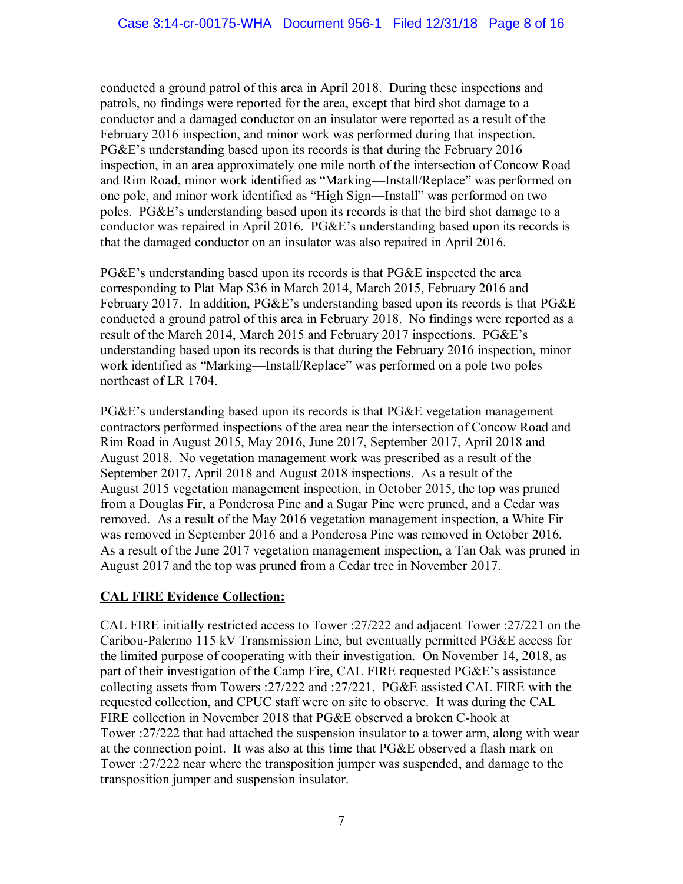conducted a ground patrol of this area in April 2018. During these inspections and patrols, no findings were reported for the area, except that bird shot damage to a conductor and a damaged conductor on an insulator were reported as a result of the February 2016 inspection, and minor work was performed during that inspection. PG&E's understanding based upon its records is that during the February 2016 inspection, in an area approximately one mile north of the intersection of Concow Road and Rim Road, minor work identified as "Marking—Install/Replace" was performed on one pole, and minor work identified as "High Sign—Install" was performed on two poles. PG&E's understanding based upon its records is that the bird shot damage to a conductor was repaired in April 2016. PG&E's understanding based upon its records is that the damaged conductor on an insulator was also repaired in April 2016.

PG&E's understanding based upon its records is that PG&E inspected the area corresponding to Plat Map S36 in March 2014, March 2015, February 2016 and February 2017. In addition, PG&E's understanding based upon its records is that PG&E conducted a ground patrol of this area in February 2018. No findings were reported as a result of the March 2014, March 2015 and February 2017 inspections. PG&E's understanding based upon its records is that during the February 2016 inspection, minor work identified as "Marking—Install/Replace" was performed on a pole two poles northeast of LR 1704.

PG&E's understanding based upon its records is that PG&E vegetation management contractors performed inspections of the area near the intersection of Concow Road and Rim Road in August 2015, May 2016, June 2017, September 2017, April 2018 and August 2018. No vegetation management work was prescribed as a result of the September 2017, April 2018 and August 2018 inspections. As a result of the August 2015 vegetation management inspection, in October 2015, the top was pruned from a Douglas Fir, a Ponderosa Pine and a Sugar Pine were pruned, and a Cedar was removed. As a result of the May 2016 vegetation management inspection, a White Fir was removed in September 2016 and a Ponderosa Pine was removed in October 2016. As a result of the June 2017 vegetation management inspection, a Tan Oak was pruned in August 2017 and the top was pruned from a Cedar tree in November 2017.

**CAL FIRE Evidence Collection:**

CAL FIRE initially restricted access to Tower :27/222 and adjacent Tower :27/221 on the Caribou-Palermo 115 kV Transmission Line, but eventually permitted PG&E access for the limited purpose of cooperating with their investigation. On November 14, 2018, as part of their investigation of the Camp Fire, CAL FIRE requested PG&E's assistance collecting assets from Towers :27/222 and :27/221. PG&E assisted CAL FIRE with the requested collection, and CPUC staff were on site to observe. It was during the CAL FIRE collection in November 2018 that PG&E observed a broken C-hook at Tower :27/222 that had attached the suspension insulator to a tower arm, along with wear at the connection point. It was also at this time that PG&E observed a flash mark on Tower :27/222 near where the transposition jumper was suspended, and damage to the transposition jumper and suspension insulator.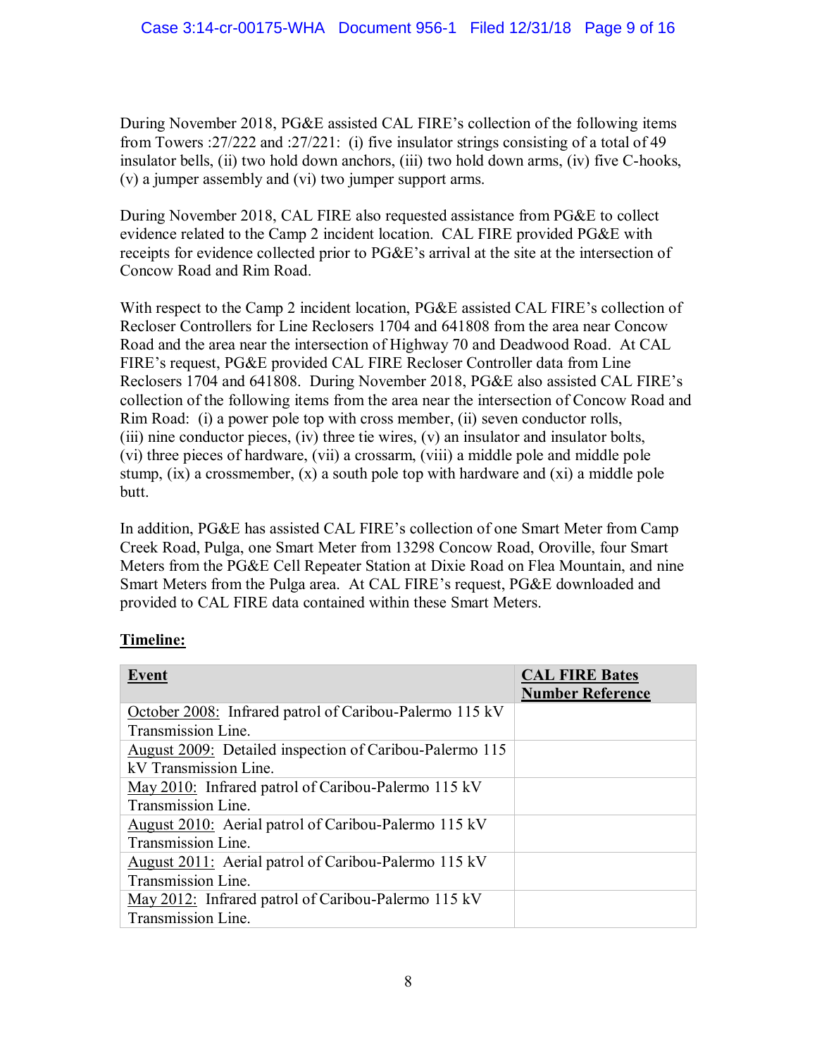During November 2018, PG&E assisted CAL FIRE's collection of the following items from Towers :27/222 and :27/221: (i) five insulator strings consisting of a total of 49 insulator bells, (ii) two hold down anchors, (iii) two hold down arms, (iv) five C-hooks, (v) a jumper assembly and (vi) two jumper support arms.

During November 2018, CAL FIRE also requested assistance from PG&E to collect evidence related to the Camp 2 incident location. CAL FIRE provided PG&E with receipts for evidence collected prior to PG&E's arrival at the site at the intersection of Concow Road and Rim Road.

With respect to the Camp 2 incident location, PG&E assisted CAL FIRE's collection of Recloser Controllers for Line Reclosers 1704 and 641808 from the area near Concow Road and the area near the intersection of Highway 70 and Deadwood Road. At CAL FIRE's request, PG&E provided CAL FIRE Recloser Controller data from Line Reclosers 1704 and 641808. During November 2018, PG&E also assisted CAL FIRE's collection of the following items from the area near the intersection of Concow Road and Rim Road: (i) a power pole top with cross member, (ii) seven conductor rolls, (iii) nine conductor pieces, (iv) three tie wires, (v) an insulator and insulator bolts, (vi) three pieces of hardware, (vii) a crossarm, (viii) a middle pole and middle pole stump, (ix) a crossmember, (x) a south pole top with hardware and (xi) a middle pole butt.

In addition, PG&E has assisted CAL FIRE's collection of one Smart Meter from Camp Creek Road, Pulga, one Smart Meter from 13298 Concow Road, Oroville, four Smart Meters from the PG&E Cell Repeater Station at Dixie Road on Flea Mountain, and nine Smart Meters from the Pulga area. At CAL FIRE's request, PG&E downloaded and provided to CAL FIRE data contained within these Smart Meters.

**Timeline:**

| **Event** | **CAL FIRE Bates Number Reference** |
|---|---|
| October 2008: Infrared patrol of Caribou-Palermo 115 kV Transmission Line. | |
| August 2009: Detailed inspection of Caribou-Palermo 115 kV Transmission Line. | |
| May 2010: Infrared patrol of Caribou-Palermo 115 kV Transmission Line. | |
| August 2010: Aerial patrol of Caribou-Palermo 115 kV Transmission Line. | |
| August 2011: Aerial patrol of Caribou-Palermo 115 kV Transmission Line. | |
| May 2012: Infrared patrol of Caribou-Palermo 115 kV Transmission Line. | |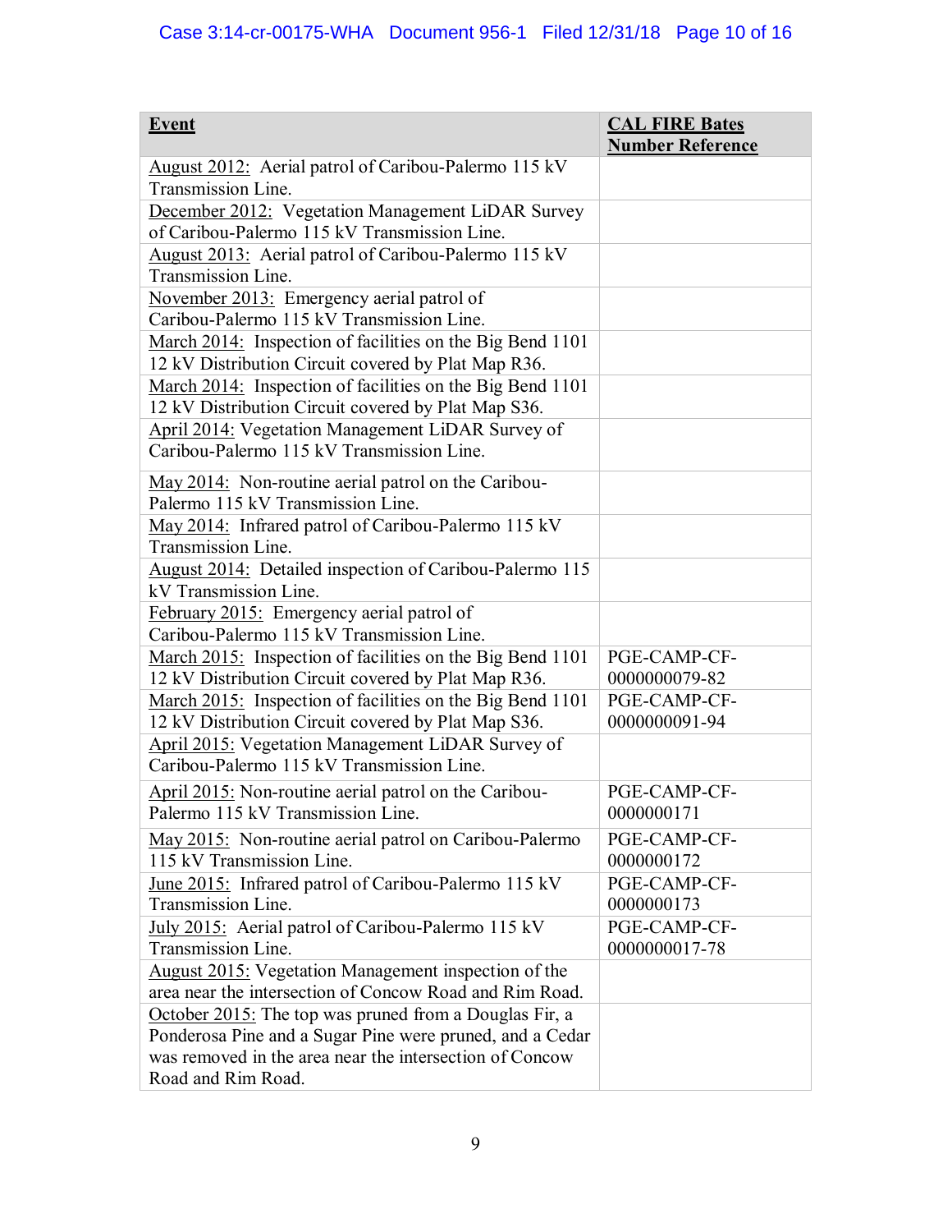| Event | CAL FIRE Bates Number Reference |
|---|---|
| August 2012: Aerial patrol of Caribou-Palermo 115 kV Transmission Line. | |
| December 2012: Vegetation Management LiDAR Survey of Caribou-Palermo 115 kV Transmission Line. | |
| August 2013: Aerial patrol of Caribou-Palermo 115 kV Transmission Line. | |
| November 2013: Emergency aerial patrol of Caribou-Palermo 115 kV Transmission Line. | |
| March 2014: Inspection of facilities on the Big Bend 1101 12 kV Distribution Circuit covered by Plat Map R36. | |
| March 2014: Inspection of facilities on the Big Bend 1101 12 kV Distribution Circuit covered by Plat Map S36. | |
| April 2014: Vegetation Management LiDAR Survey of Caribou-Palermo 115 kV Transmission Line. | |
| May 2014: Non-routine aerial patrol on the Caribou-Palermo 115 kV Transmission Line. | |
| May 2014: Infrared patrol of Caribou-Palermo 115 kV Transmission Line. | |
| August 2014: Detailed inspection of Caribou-Palermo 115 kV Transmission Line. | |
| February 2015: Emergency aerial patrol of Caribou-Palermo 115 kV Transmission Line. | |
| March 2015: Inspection of facilities on the Big Bend 1101 12 kV Distribution Circuit covered by Plat Map R36. | PGE-CAMP-CF-0000000079-82 |
| March 2015: Inspection of facilities on the Big Bend 1101 12 kV Distribution Circuit covered by Plat Map S36. | PGE-CAMP-CF-0000000091-94 |
| April 2015: Vegetation Management LiDAR Survey of Caribou-Palermo 115 kV Transmission Line. | |
| April 2015: Non-routine aerial patrol on the Caribou-Palermo 115 kV Transmission Line. | PGE-CAMP-CF-0000000171 |
| May 2015: Non-routine aerial patrol on Caribou-Palermo 115 kV Transmission Line. | PGE-CAMP-CF-0000000172 |
| June 2015: Infrared patrol of Caribou-Palermo 115 kV Transmission Line. | PGE-CAMP-CF-0000000173 |
| July 2015: Aerial patrol of Caribou-Palermo 115 kV Transmission Line. | PGE-CAMP-CF-0000000017-78 |
| August 2015: Vegetation Management inspection of the area near the intersection of Concow Road and Rim Road. | |
| October 2015: The top was pruned from a Douglas Fir, a Ponderosa Pine and a Sugar Pine were pruned, and a Cedar was removed in the area near the intersection of Concow Road and Rim Road. | |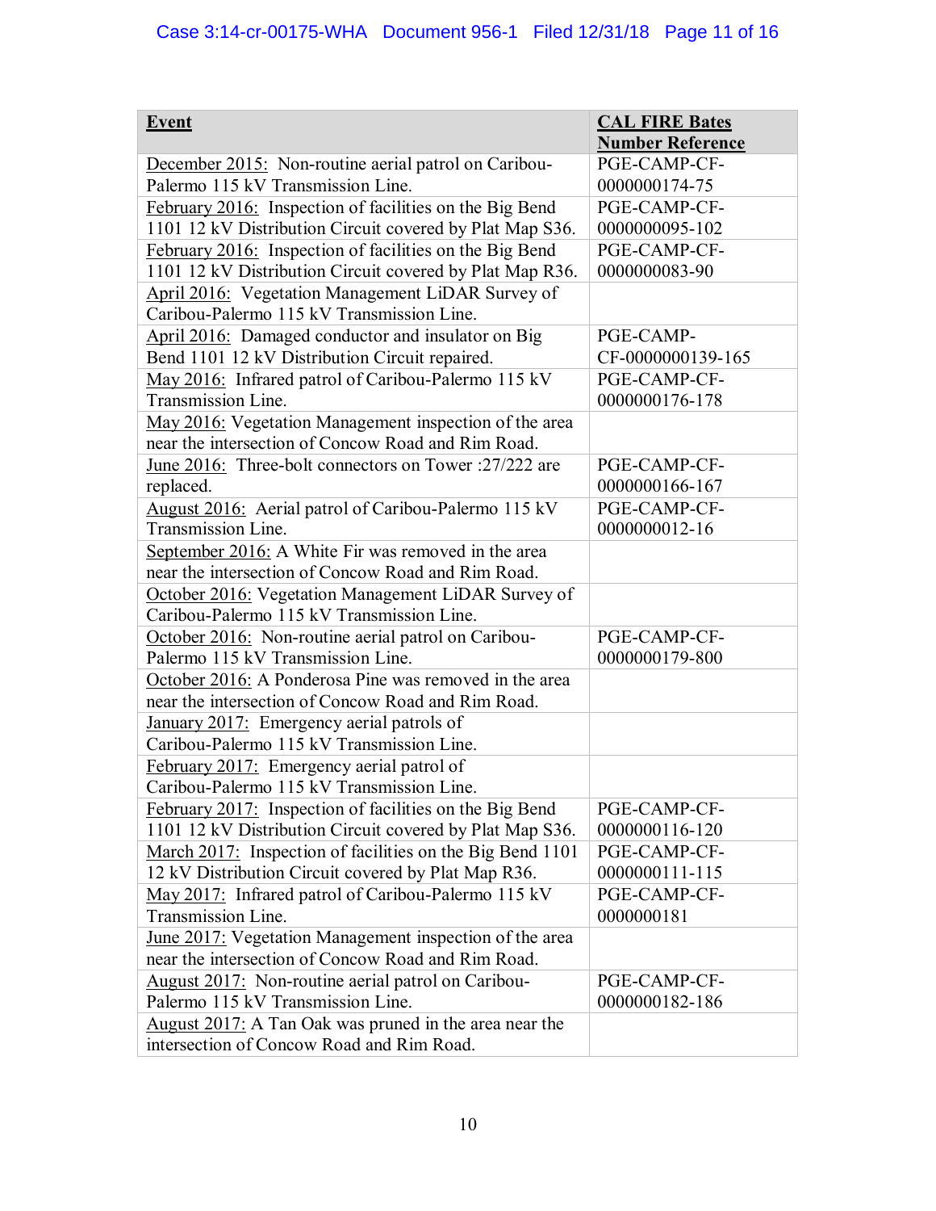| **Event** | **CAL FIRE Bates Number Reference** |
|---|---|
| December 2015: Non-routine aerial patrol on Caribou-Palermo 115 kV Transmission Line. | PGE-CAMP-CF-0000000174-75 |
| February 2016: Inspection of facilities on the Big Bend 1101 12 kV Distribution Circuit covered by Plat Map S36. | PGE-CAMP-CF-0000000095-102 |
| February 2016: Inspection of facilities on the Big Bend 1101 12 kV Distribution Circuit covered by Plat Map R36. | PGE-CAMP-CF-0000000083-90 |
| April 2016: Vegetation Management LiDAR Survey of Caribou-Palermo 115 kV Transmission Line. | |
| April 2016: Damaged conductor and insulator on Big Bend 1101 12 kV Distribution Circuit repaired. | PGE-CAMP-CF-0000000139-165 |
| May 2016: Infrared patrol of Caribou-Palermo 115 kV Transmission Line. | PGE-CAMP-CF-0000000176-178 |
| May 2016: Vegetation Management inspection of the area near the intersection of Concow Road and Rim Road. | |
| June 2016: Three-bolt connectors on Tower :27/222 are replaced. | PGE-CAMP-CF-0000000166-167 |
| August 2016: Aerial patrol of Caribou-Palermo 115 kV Transmission Line. | PGE-CAMP-CF-0000000012-16 |
| September 2016: A White Fir was removed in the area near the intersection of Concow Road and Rim Road. | |
| October 2016: Vegetation Management LiDAR Survey of Caribou-Palermo 115 kV Transmission Line. | |
| October 2016: Non-routine aerial patrol on Caribou-Palermo 115 kV Transmission Line. | PGE-CAMP-CF-0000000179-800 |
| October 2016: A Ponderosa Pine was removed in the area near the intersection of Concow Road and Rim Road. | |
| January 2017: Emergency aerial patrols of Caribou-Palermo 115 kV Transmission Line. | |
| February 2017: Emergency aerial patrol of Caribou-Palermo 115 kV Transmission Line. | |
| February 2017: Inspection of facilities on the Big Bend 1101 12 kV Distribution Circuit covered by Plat Map S36. | PGE-CAMP-CF-0000000116-120 |
| March 2017: Inspection of facilities on the Big Bend 1101 12 kV Distribution Circuit covered by Plat Map R36. | PGE-CAMP-CF-0000000111-115 |
| May 2017: Infrared patrol of Caribou-Palermo 115 kV Transmission Line. | PGE-CAMP-CF-0000000181 |
| June 2017: Vegetation Management inspection of the area near the intersection of Concow Road and Rim Road. | |
| August 2017: Non-routine aerial patrol on Caribou-Palermo 115 kV Transmission Line. | PGE-CAMP-CF-0000000182-186 |
| August 2017: A Tan Oak was pruned in the area near the intersection of Concow Road and Rim Road. | |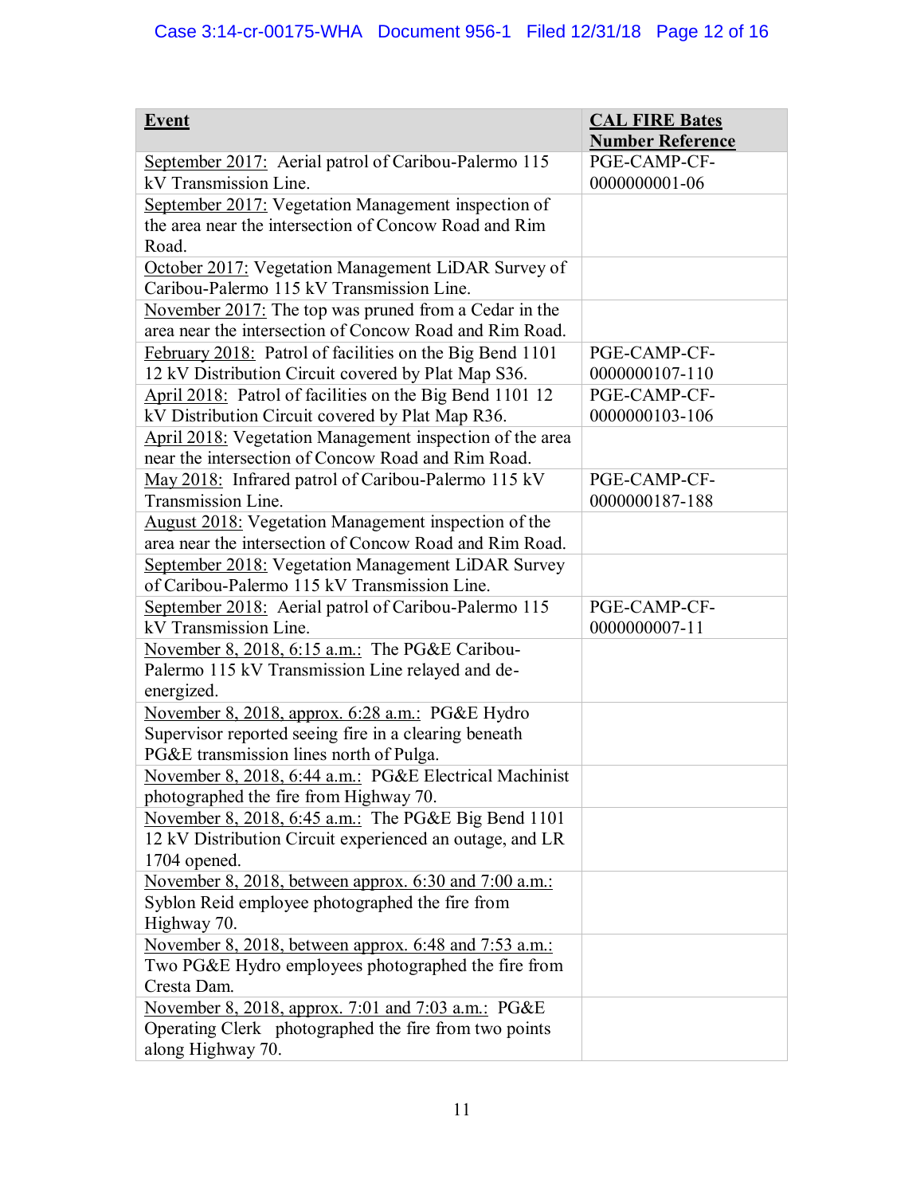| **Event** | **CAL FIRE Bates Number Reference** |
|---|---|
| September 2017: Aerial patrol of Caribou-Palermo 115 kV Transmission Line. | PGE-CAMP-CF-0000000001-06 |
| September 2017: Vegetation Management inspection of the area near the intersection of Concow Road and Rim Road. | |
| October 2017: Vegetation Management LiDAR Survey of Caribou-Palermo 115 kV Transmission Line. | |
| November 2017: The top was pruned from a Cedar in the area near the intersection of Concow Road and Rim Road. | |
| February 2018: Patrol of facilities on the Big Bend 1101 12 kV Distribution Circuit covered by Plat Map S36. | PGE-CAMP-CF-0000000107-110 |
| April 2018: Patrol of facilities on the Big Bend 1101 12 kV Distribution Circuit covered by Plat Map R36. | PGE-CAMP-CF-0000000103-106 |
| April 2018: Vegetation Management inspection of the area near the intersection of Concow Road and Rim Road. | |
| May 2018: Infrared patrol of Caribou-Palermo 115 kV Transmission Line. | PGE-CAMP-CF-0000000187-188 |
| August 2018: Vegetation Management inspection of the area near the intersection of Concow Road and Rim Road. | |
| September 2018: Vegetation Management LiDAR Survey of Caribou-Palermo 115 kV Transmission Line. | |
| September 2018: Aerial patrol of Caribou-Palermo 115 kV Transmission Line. | PGE-CAMP-CF-0000000007-11 |
| November 8, 2018, 6:15 a.m.: The PG&E Caribou-Palermo 115 kV Transmission Line relayed and de-energized. | |
| November 8, 2018, approx. 6:28 a.m.: PG&E Hydro Supervisor reported seeing fire in a clearing beneath PG&E transmission lines north of Pulga. | |
| November 8, 2018, 6:44 a.m.: PG&E Electrical Machinist photographed the fire from Highway 70. | |
| November 8, 2018, 6:45 a.m.: The PG&E Big Bend 1101 12 kV Distribution Circuit experienced an outage, and LR 1704 opened. | |
| November 8, 2018, between approx. 6:30 and 7:00 a.m.: Syblon Reid employee photographed the fire from Highway 70. | |
| November 8, 2018, between approx. 6:48 and 7:53 a.m.: Two PG&E Hydro employees photographed the fire from Cresta Dam. | |
| November 8, 2018, approx. 7:01 and 7:03 a.m.: PG&E Operating Clerk photographed the fire from two points along Highway 70. | |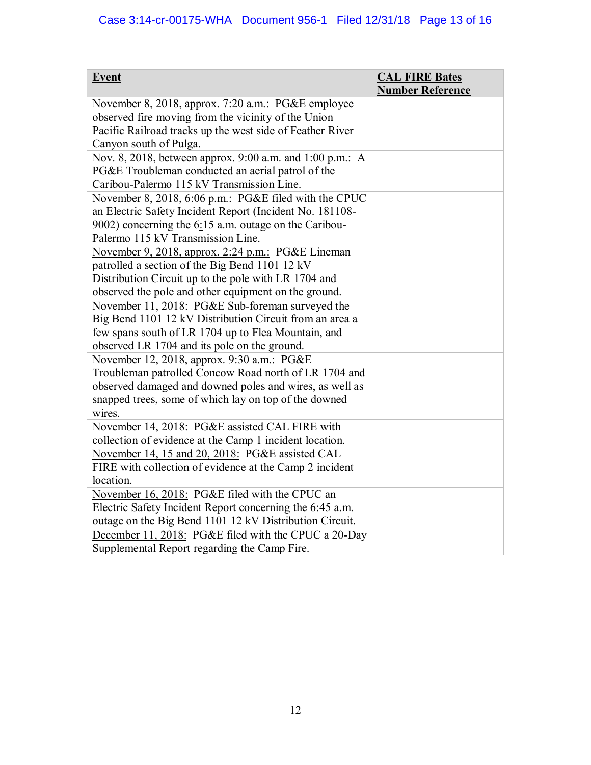| Event | CAL FIRE Bates Number Reference |
|---|---|
| November 8, 2018, approx. 7:20 a.m.: PG&E employee observed fire moving from the vicinity of the Union Pacific Railroad tracks up the west side of Feather River Canyon south of Pulga. | |
| Nov. 8, 2018, between approx. 9:00 a.m. and 1:00 p.m.: A PG&E Troubleman conducted an aerial patrol of the Caribou-Palermo 115 kV Transmission Line. | |
| November 8, 2018, 6:06 p.m.: PG&E filed with the CPUC an Electric Safety Incident Report (Incident No. 181108-9002) concerning the 6:15 a.m. outage on the Caribou-Palermo 115 kV Transmission Line. | |
| November 9, 2018, approx. 2:24 p.m.: PG&E Lineman patrolled a section of the Big Bend 1101 12 kV Distribution Circuit up to the pole with LR 1704 and observed the pole and other equipment on the ground. | |
| November 11, 2018: PG&E Sub-foreman surveyed the Big Bend 1101 12 kV Distribution Circuit from an area a few spans south of LR 1704 up to Flea Mountain, and observed LR 1704 and its pole on the ground. | |
| November 12, 2018, approx. 9:30 a.m.: PG&E Troubleman patrolled Concow Road north of LR 1704 and observed damaged and downed poles and wires, as well as snapped trees, some of which lay on top of the downed wires. | |
| November 14, 2018: PG&E assisted CAL FIRE with collection of evidence at the Camp 1 incident location. | |
| November 14, 15 and 20, 2018: PG&E assisted CAL FIRE with collection of evidence at the Camp 2 incident location. | |
| November 16, 2018: PG&E filed with the CPUC an Electric Safety Incident Report concerning the 6:45 a.m. outage on the Big Bend 1101 12 kV Distribution Circuit. | |
| December 11, 2018: PG&E filed with the CPUC a 20-Day Supplemental Report regarding the Camp Fire. | |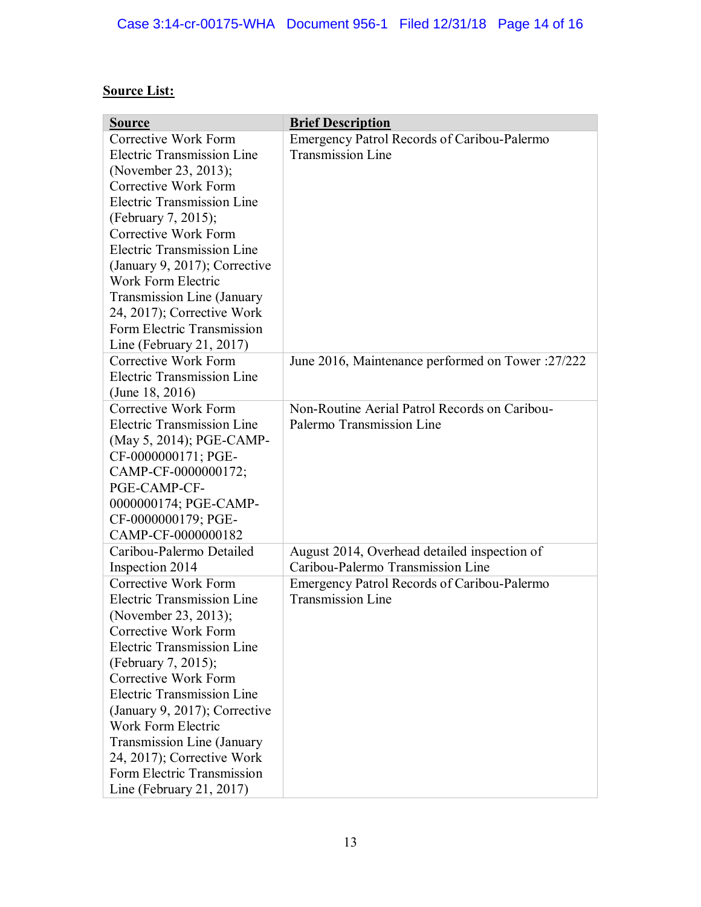**Source List:**

| **Source** | **Brief Description** |
|---|---|
| Corrective Work Form Electric Transmission Line (November 23, 2013); Corrective Work Form Electric Transmission Line (February 7, 2015); Corrective Work Form Electric Transmission Line (January 9, 2017); Corrective Work Form Electric Transmission Line (January 24, 2017); Corrective Work Form Electric Transmission Line (February 21, 2017) | Emergency Patrol Records of Caribou-Palermo Transmission Line |
| Corrective Work Form Electric Transmission Line (June 18, 2016) | June 2016, Maintenance performed on Tower :27/222 |
| Corrective Work Form Electric Transmission Line (May 5, 2014); PGE-CAMP-CF-0000000171; PGE-CAMP-CF-0000000172; PGE-CAMP-CF-0000000174; PGE-CAMP-CF-0000000179; PGE-CAMP-CF-0000000182 | Non-Routine Aerial Patrol Records on Caribou-Palermo Transmission Line |
| Caribou-Palermo Detailed Inspection 2014 | August 2014, Overhead detailed inspection of Caribou-Palermo Transmission Line |
| Corrective Work Form Electric Transmission Line (November 23, 2013); Corrective Work Form Electric Transmission Line (February 7, 2015); Corrective Work Form Electric Transmission Line (January 9, 2017); Corrective Work Form Electric Transmission Line (January 24, 2017); Corrective Work Form Electric Transmission Line (February 21, 2017) | Emergency Patrol Records of Caribou-Palermo Transmission Line |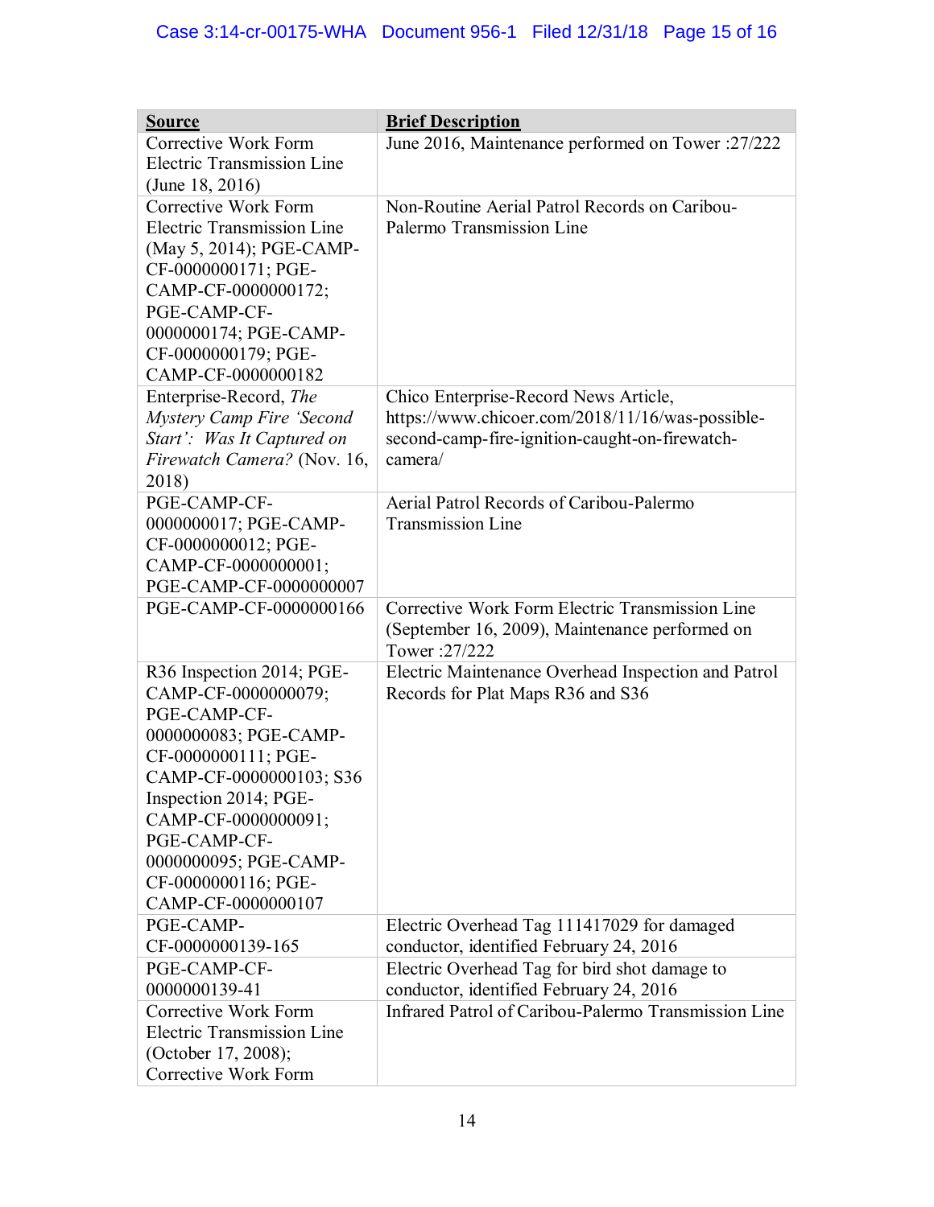| Source | Brief Description |
|---|---|
| Corrective Work Form Electric Transmission Line (June 18, 2016) | June 2016, Maintenance performed on Tower :27/222 |
| Corrective Work Form Electric Transmission Line (May 5, 2014); PGE-CAMP-CF-0000000171; PGE-CAMP-CF-0000000172; PGE-CAMP-CF-0000000174; PGE-CAMP-CF-0000000179; PGE-CAMP-CF-0000000182 | Non-Routine Aerial Patrol Records on Caribou-Palermo Transmission Line |
| Enterprise-Record, *The Mystery Camp Fire 'Second Start': Was It Captured on Firewatch Camera?* (Nov. 16, 2018) | Chico Enterprise-Record News Article, https://www.chicoer.com/2018/11/16/was-possible-second-camp-fire-ignition-caught-on-firewatch-camera/ |
| PGE-CAMP-CF-0000000017; PGE-CAMP-CF-0000000012; PGE-CAMP-CF-0000000001; PGE-CAMP-CF-0000000007 | Aerial Patrol Records of Caribou-Palermo Transmission Line |
| PGE-CAMP-CF-0000000166 | Corrective Work Form Electric Transmission Line (September 16, 2009), Maintenance performed on Tower :27/222 |
| R36 Inspection 2014; PGE-CAMP-CF-0000000079; PGE-CAMP-CF-0000000083; PGE-CAMP-CF-0000000111; PGE-CAMP-CF-0000000103; S36 Inspection 2014; PGE-CAMP-CF-0000000091; PGE-CAMP-CF-0000000095; PGE-CAMP-CF-0000000116; PGE-CAMP-CF-0000000107 | Electric Maintenance Overhead Inspection and Patrol Records for Plat Maps R36 and S36 |
| PGE-CAMP-CF-0000000139-165 | Electric Overhead Tag 111417029 for damaged conductor, identified February 24, 2016 |
| PGE-CAMP-CF-0000000139-41 | Electric Overhead Tag for bird shot damage to conductor, identified February 24, 2016 |
| Corrective Work Form Electric Transmission Line (October 17, 2008); Corrective Work Form | Infrared Patrol of Caribou-Palermo Transmission Line |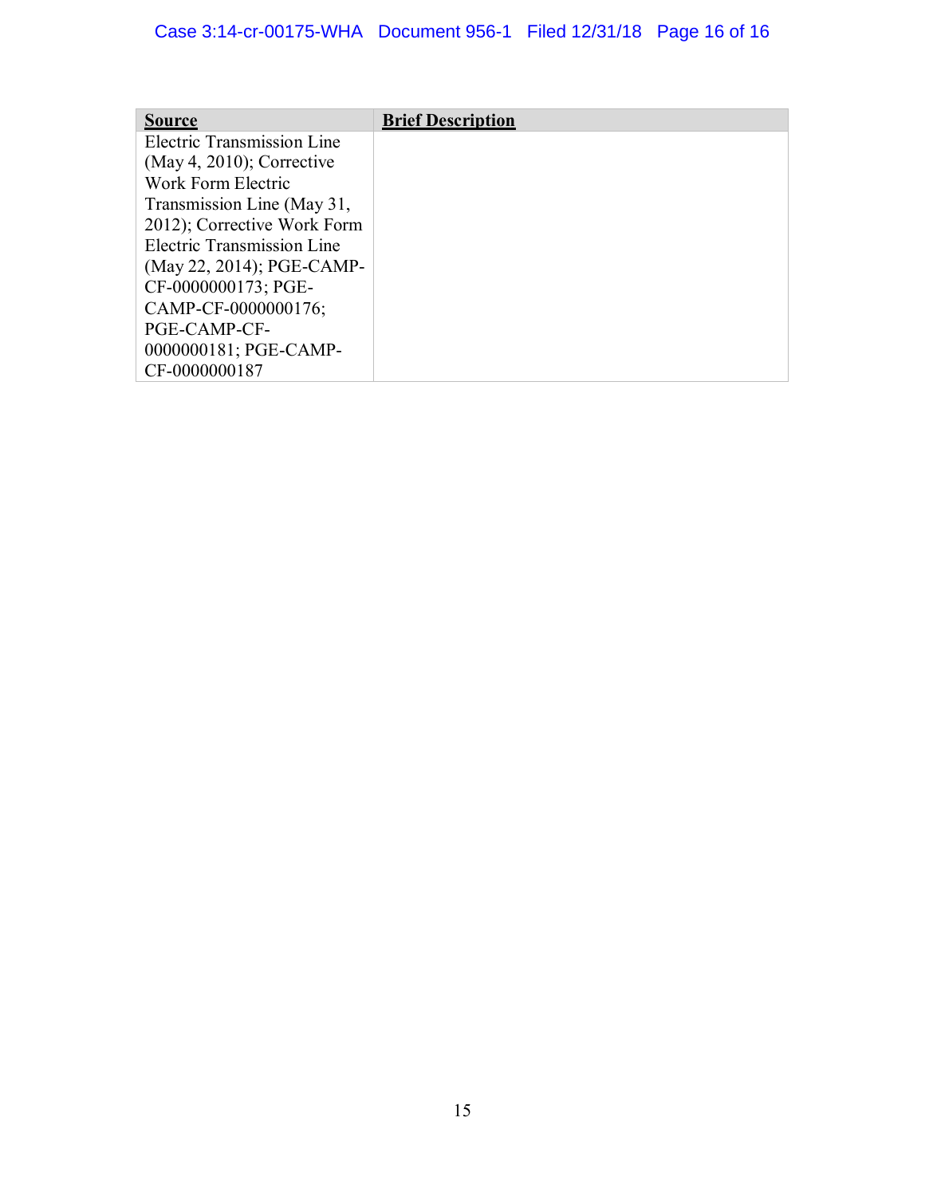| Source | Brief Description |
| --- | --- |
| Electric Transmission Line (May 4, 2010); Corrective Work Form Electric Transmission Line (May 31, 2012); Corrective Work Form Electric Transmission Line (May 22, 2014); PGE-CAMP-CF-0000000173; PGE-CAMP-CF-0000000176; PGE-CAMP-CF-0000000181; PGE-CAMP-CF-0000000187 | |